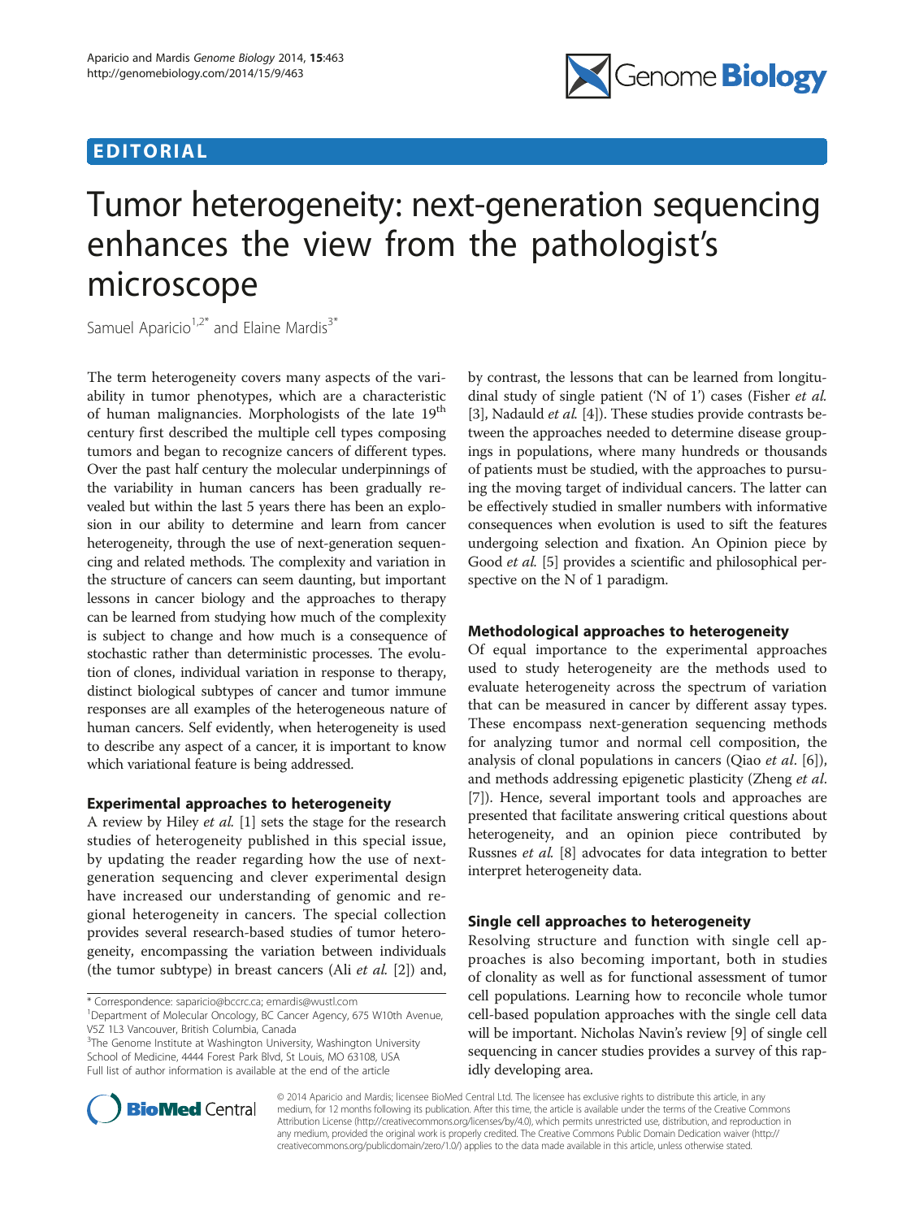# EDITORIAL

# Tumor heterogeneity: next-generation sequencing enhances the view from the pathologist's microscope

Samuel Aparicio[1,2*] and Elaine Mardis[3*]

The term heterogeneity covers many aspects of the variability in tumor phenotypes, which are a characteristic of human malignancies. Morphologists of the late 19th century first described the multiple cell types composing tumors and began to recognize cancers of different types. Over the past half century the molecular underpinnings of the variability in human cancers has been gradually revealed but within the last 5 years there has been an explosion in our ability to determine and learn from cancer heterogeneity, through the use of next-generation sequencing and related methods. The complexity and variation in the structure of cancers can seem daunting, but important lessons in cancer biology and the approaches to therapy can be learned from studying how much of the complexity is subject to change and how much is a consequence of stochastic rather than deterministic processes. The evolution of clones, individual variation in response to therapy, distinct biological subtypes of cancer and tumor immune responses are all examples of the heterogeneous nature of human cancers. Self evidently, when heterogeneity is used to describe any aspect of a cancer, it is important to know which variational feature is being addressed.

## Experimental approaches to heterogeneity

A review by Hiley *et al.* [1] sets the stage for the research studies of heterogeneity published in this special issue, by updating the reader regarding how the use of next-generation sequencing and clever experimental design have increased our understanding of genomic and regional heterogeneity in cancers. The special collection provides several research-based studies of tumor heterogeneity, encompassing the variation between individuals (the tumor subtype) in breast cancers (Ali *et al.* [2]) and, by contrast, the lessons that can be learned from longitudinal study of single patient ('N of 1') cases (Fisher *et al.* [3], Nadauld *et al.* [4]). These studies provide contrasts between the approaches needed to determine disease groupings in populations, where many hundreds or thousands of patients must be studied, with the approaches to pursuing the moving target of individual cancers. The latter can be effectively studied in smaller numbers with informative consequences when evolution is used to sift the features undergoing selection and fixation. An Opinion piece by Good *et al.* [5] provides a scientific and philosophical perspective on the N of 1 paradigm.

## Methodological approaches to heterogeneity

Of equal importance to the experimental approaches used to study heterogeneity are the methods used to evaluate heterogeneity across the spectrum of variation that can be measured in cancer by different assay types. These encompass next-generation sequencing methods for analyzing tumor and normal cell composition, the analysis of clonal populations in cancers (Qiao *et al*. [6]), and methods addressing epigenetic plasticity (Zheng *et al.* [7]). Hence, several important tools and approaches are presented that facilitate answering critical questions about heterogeneity, and an opinion piece contributed by Russnes *et al.* [8] advocates for data integration to better interpret heterogeneity data.

## Single cell approaches to heterogeneity

Resolving structure and function with single cell approaches is also becoming important, both in studies of clonality as well as for functional assessment of tumor cell populations. Learning how to reconcile whole tumor cell-based population approaches with the single cell data will be important. Nicholas Navin's review [9] of single cell sequencing in cancer studies provides a survey of this rapidly developing area.

\* Correspondence: saparicio@bccrc.ca; emardis@wustl.com
[1]Department of Molecular Oncology, BC Cancer Agency, 675 W10th Avenue, V5Z 1L3 Vancouver, British Columbia, Canada
[3]The Genome Institute at Washington University, Washington University School of Medicine, 4444 Forest Park Blvd, St Louis, MO 63108, USA
Full list of author information is available at the end of the article

© 2014 Aparicio and Mardis; licensee BioMed Central Ltd. The licensee has exclusive rights to distribute this article, in any medium, for 12 months following its publication. After this time, the article is available under the terms of the Creative Commons Attribution License (http://creativecommons.org/licenses/by/4.0), which permits unrestricted use, distribution, and reproduction in any medium, provided the original work is properly credited. The Creative Commons Public Domain Dedication waiver (http://creativecommons.org/publicdomain/zero/1.0/) applies to the data made available in this article, unless otherwise stated.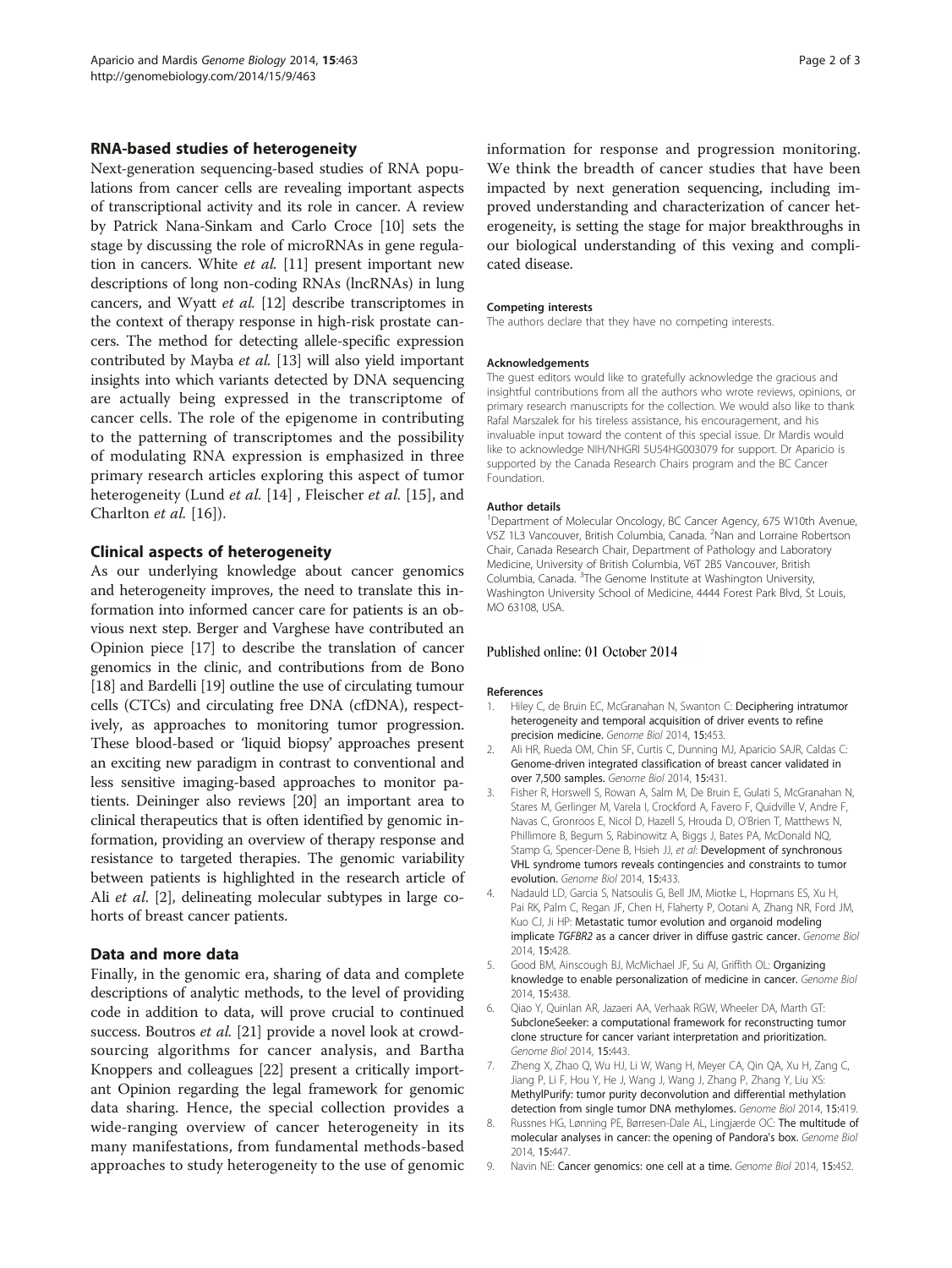## RNA-based studies of heterogeneity

Next-generation sequencing-based studies of RNA populations from cancer cells are revealing important aspects of transcriptional activity and its role in cancer. A review by Patrick Nana-Sinkam and Carlo Croce [10] sets the stage by discussing the role of microRNAs in gene regulation in cancers. White *et al.* [11] present important new descriptions of long non-coding RNAs (lncRNAs) in lung cancers, and Wyatt *et al.* [12] describe transcriptomes in the context of therapy response in high-risk prostate cancers. The method for detecting allele-specific expression contributed by Mayba *et al.* [13] will also yield important insights into which variants detected by DNA sequencing are actually being expressed in the transcriptome of cancer cells. The role of the epigenome in contributing to the patterning of transcriptomes and the possibility of modulating RNA expression is emphasized in three primary research articles exploring this aspect of tumor heterogeneity (Lund *et al.* [14] , Fleischer *et al.* [15], and Charlton *et al.* [16]).

## Clinical aspects of heterogeneity

As our underlying knowledge about cancer genomics and heterogeneity improves, the need to translate this information into informed cancer care for patients is an obvious next step. Berger and Varghese have contributed an Opinion piece [17] to describe the translation of cancer genomics in the clinic, and contributions from de Bono [18] and Bardelli [19] outline the use of circulating tumour cells (CTCs) and circulating free DNA (cfDNA), respectively, as approaches to monitoring tumor progression. These blood-based or 'liquid biopsy' approaches present an exciting new paradigm in contrast to conventional and less sensitive imaging-based approaches to monitor patients. Deininger also reviews [20] an important area to clinical therapeutics that is often identified by genomic information, providing an overview of therapy response and resistance to targeted therapies. The genomic variability between patients is highlighted in the research article of Ali *et al.* [2], delineating molecular subtypes in large cohorts of breast cancer patients.

## Data and more data

Finally, in the genomic era, sharing of data and complete descriptions of analytic methods, to the level of providing code in addition to data, will prove crucial to continued success. Boutros *et al.* [21] provide a novel look at crowdsourcing algorithms for cancer analysis, and Bartha Knoppers and colleagues [22] present a critically important Opinion regarding the legal framework for genomic data sharing. Hence, the special collection provides a wide-ranging overview of cancer heterogeneity in its many manifestations, from fundamental methods-based approaches to study heterogeneity to the use of genomic information for response and progression monitoring. We think the breadth of cancer studies that have been impacted by next generation sequencing, including improved understanding and characterization of cancer heterogeneity, is setting the stage for major breakthroughs in our biological understanding of this vexing and complicated disease.

#### Competing interests

The authors declare that they have no competing interests.

#### Acknowledgements

The guest editors would like to gratefully acknowledge the gracious and insightful contributions from all the authors who wrote reviews, opinions, or primary research manuscripts for the collection. We would also like to thank Rafal Marszalek for his tireless assistance, his encouragement, and his invaluable input toward the content of this special issue. Dr Mardis would like to acknowledge NIH/NHGRI 5U54HG003079 for support. Dr Aparicio is supported by the Canada Research Chairs program and the BC Cancer Foundation.

#### Author details

[1]Department of Molecular Oncology, BC Cancer Agency, 675 W10th Avenue, V5Z 1L3 Vancouver, British Columbia, Canada. [2]Nan and Lorraine Robertson Chair, Canada Research Chair, Department of Pathology and Laboratory Medicine, University of British Columbia, V6T 2B5 Vancouver, British Columbia, Canada. [3]The Genome Institute at Washington University, Washington University School of Medicine, 4444 Forest Park Blvd, St Louis, MO 63108, USA.

Published online: 01 October 2014

#### References

1. Hiley C, de Bruin EC, McGranahan N, Swanton C: **Deciphering intratumor heterogeneity and temporal acquisition of driver events to refine precision medicine.** *Genome Biol* 2014, 15:453.
2. Ali HR, Rueda OM, Chin SF, Curtis C, Dunning MJ, Aparicio SAJR, Caldas C: **Genome-driven integrated classification of breast cancer validated in over 7,500 samples.** *Genome Biol* 2014, 15:431.
3. Fisher R, Horswell S, Rowan A, Salm M, De Bruin E, Gulati S, McGranahan N, Stares M, Gerlinger M, Varela I, Crockford A, Favero F, Quidville V, Andre F, Navas C, Gronroos E, Nicol D, Hazell S, Hrouda D, O'Brien T, Matthews N, Phillimore B, Begum S, Rabinowitz A, Biggs J, Bates PA, McDonald NQ, Stamp G, Spencer-Dene B, Hsieh JJ, *et al*: **Development of synchronous VHL syndrome tumors reveals contingencies and constraints to tumor evolution.** *Genome Biol* 2014, 15:433.
4. Nadauld LD, Garcia S, Natsoulis G, Bell JM, Miotke L, Hopmans ES, Xu H, Pai RK, Palm C, Regan JF, Chen H, Flaherty P, Ootani A, Zhang NR, Ford JM, Kuo CJ, Ji HP: **Metastatic tumor evolution and organoid modeling implicate *TGFBR2* as a cancer driver in diffuse gastric cancer.** *Genome Biol* 2014, 15:428.
5. Good BM, Ainscough BJ, McMichael JF, Su AI, Griffith OL: **Organizing knowledge to enable personalization of medicine in cancer.** *Genome Biol* 2014, 15:438.
6. Qiao Y, Quinlan AR, Jazaeri AA, Verhaak RGW, Wheeler DA, Marth GT: **SubcloneSeeker: a computational framework for reconstructing tumor clone structure for cancer variant interpretation and prioritization.** *Genome Biol* 2014, 15:443.
7. Zheng X, Zhao Q, Wu HJ, Li W, Wang H, Meyer CA, Qin QA, Xu H, Zang C, Jiang P, Li F, Hou Y, He J, Wang J, Wang J, Zhang P, Zhang Y, Liu XS: **MethylPurify: tumor purity deconvolution and differential methylation detection from single tumor DNA methylomes.** *Genome Biol* 2014, 15:419.
8. Russnes HG, Lønning PE, Børresen-Dale AL, Lingjærde OC: **The multitude of molecular analyses in cancer: the opening of Pandora's box.** *Genome Biol* 2014, 15:447.
9. Navin NE: **Cancer genomics: one cell at a time.** *Genome Biol* 2014, 15:452.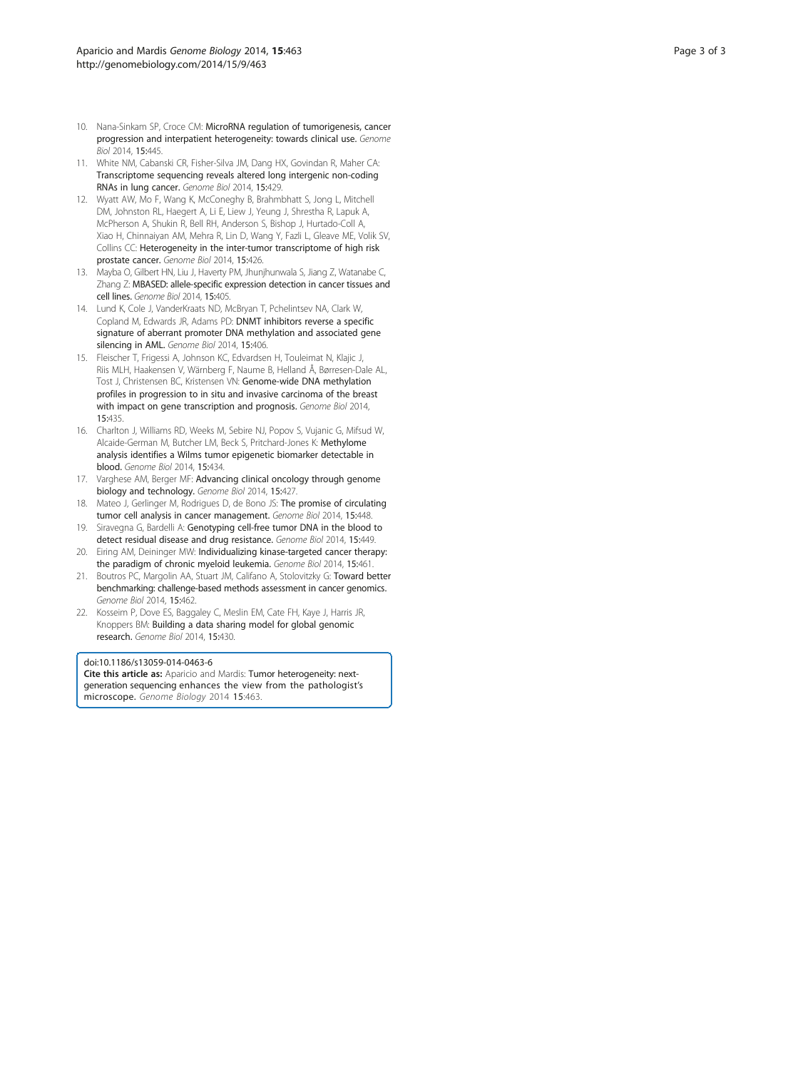10. Nana-Sinkam SP, Croce CM: **MicroRNA regulation of tumorigenesis, cancer progression and interpatient heterogeneity: towards clinical use.** *Genome Biol* 2014, **15:**445.
11. White NM, Cabanski CR, Fisher-Silva JM, Dang HX, Govindan R, Maher CA: **Transcriptome sequencing reveals altered long intergenic non-coding RNAs in lung cancer.** *Genome Biol* 2014, **15:**429.
12. Wyatt AW, Mo F, Wang K, McConeghy B, Brahmbhatt S, Jong L, Mitchell DM, Johnston RL, Haegert A, Li E, Liew J, Yeung J, Shrestha R, Lapuk A, McPherson A, Shukin R, Bell RH, Anderson S, Bishop J, Hurtado-Coll A, Xiao H, Chinnaiyan AM, Mehra R, Lin D, Wang Y, Fazli L, Gleave ME, Volik SV, Collins CC: **Heterogeneity in the inter-tumor transcriptome of high risk prostate cancer.** *Genome Biol* 2014, **15:**426.
13. Mayba O, Gilbert HN, Liu J, Haverty PM, Jhunjhunwala S, Jiang Z, Watanabe C, Zhang Z: **MBASED: allele-specific expression detection in cancer tissues and cell lines.** *Genome Biol* 2014, **15:**405.
14. Lund K, Cole J, VanderKraats ND, McBryan T, Pchelintsev NA, Clark W, Copland M, Edwards JR, Adams PD: **DNMT inhibitors reverse a specific signature of aberrant promoter DNA methylation and associated gene silencing in AML.** *Genome Biol* 2014, **15:**406.
15. Fleischer T, Frigessi A, Johnson KC, Edvardsen H, Touleimat N, Klajic J, Riis MLH, Haakensen V, Wärnberg F, Naume B, Helland Å, Børresen-Dale AL, Tost J, Christensen BC, Kristensen VN: **Genome-wide DNA methylation profiles in progression to in situ and invasive carcinoma of the breast with impact on gene transcription and prognosis.** *Genome Biol* 2014, **15:**435.
16. Charlton J, Williams RD, Weeks M, Sebire NJ, Popov S, Vujanic G, Mifsud W, Alcaide-German M, Butcher LM, Beck S, Pritchard-Jones K: **Methylome analysis identifies a Wilms tumor epigenetic biomarker detectable in blood.** *Genome Biol* 2014, **15:**434.
17. Varghese AM, Berger MF: **Advancing clinical oncology through genome biology and technology.** *Genome Biol* 2014, **15:**427.
18. Mateo J, Gerlinger M, Rodrigues D, de Bono JS: **The promise of circulating tumor cell analysis in cancer management.** *Genome Biol* 2014, **15:**448.
19. Siravegna G, Bardelli A: **Genotyping cell-free tumor DNA in the blood to detect residual disease and drug resistance.** *Genome Biol* 2014, **15:**449.
20. Eiring AM, Deininger MW: **Individualizing kinase-targeted cancer therapy: the paradigm of chronic myeloid leukemia.** *Genome Biol* 2014, **15:**461.
21. Boutros PC, Margolin AA, Stuart JM, Califano A, Stolovitzky G: **Toward better benchmarking: challenge-based methods assessment in cancer genomics.** *Genome Biol* 2014, **15:**462.
22. Kosseim P, Dove ES, Baggaley C, Meslin EM, Cate FH, Kaye J, Harris JR, Knoppers BM: **Building a data sharing model for global genomic research.** *Genome Biol* 2014, **15:**430.

doi:10.1186/s13059-014-0463-6
**Cite this article as:** Aparicio and Mardis: **Tumor heterogeneity: next-generation sequencing enhances the view from the pathologist's microscope.** *Genome Biology* 2014 **15**:463.